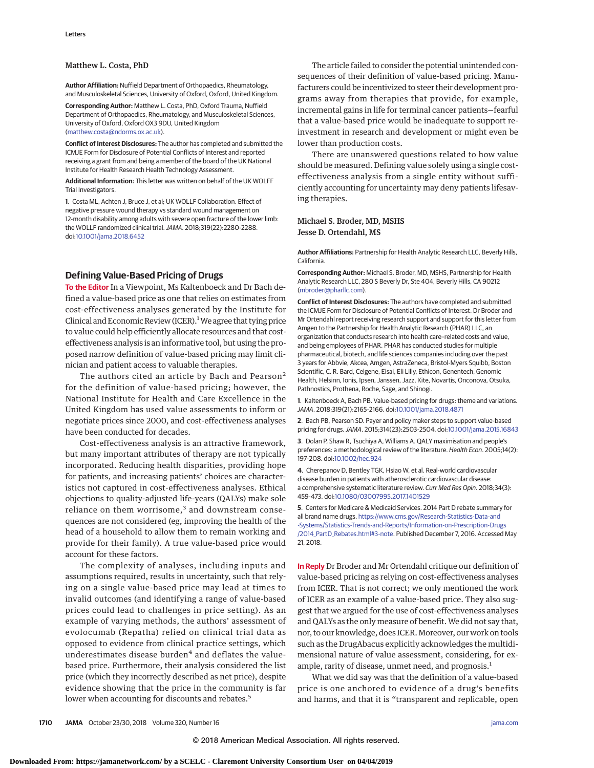Matthew L. Costa, PhD

**Author Affiliation:** Nuffield Department of Orthopaedics, Rheumatology, and Musculoskeletal Sciences, University of Oxford, Oxford, United Kingdom.

**Corresponding Author:** Matthew L. Costa, PhD, Oxford Trauma, Nuffield Department of Orthopaedics, Rheumatology, and Musculoskeletal Sciences, University of Oxford, Oxford OX3 9DU, United Kingdom (matthew.costa@ndorms.ox.ac.uk).

**Conflict of Interest Disclosures:** The author has completed and submitted the ICMJE Form for Disclosure of Potential Conflicts of Interest and reported receiving a grant from and being a member of the board of the UK National Institute for Health Research Health Technology Assessment.

**Additional Information:** This letter was written on behalf of the UK WOLFF Trial Investigators.

1. Costa ML, Achten J, Bruce J, et al; UK WOLLF Collaboration. Effect of negative pressure wound therapy vs standard wound management on 12-month disability among adults with severe open fracture of the lower limb: the WOLLF randomized clinical trial. *JAMA*. 2018;319(22):2280-2288. doi:10.1001/jama.2018.6452

## Defining Value-Based Pricing of Drugs

**To the Editor** In a Viewpoint, Ms Kaltenboeck and Dr Bach defined a value-based price as one that relies on estimates from cost-effectiveness analyses generated by the Institute for Clinical and Economic Review (ICER).[1] We agree that tying price to value could help efficiently allocate resources and that cost-effectiveness analysis is an informative tool, but using the proposed narrow definition of value-based pricing may limit clinician and patient access to valuable therapies.

The authors cited an article by Bach and Pearson[2] for the definition of value-based pricing; however, the National Institute for Health and Care Excellence in the United Kingdom has used value assessments to inform or negotiate prices since 2000, and cost-effectiveness analyses have been conducted for decades.

Cost-effectiveness analysis is an attractive framework, but many important attributes of therapy are not typically incorporated. Reducing health disparities, providing hope for patients, and increasing patients' choices are characteristics not captured in cost-effectiveness analyses. Ethical objections to quality-adjusted life-years (QALYs) make sole reliance on them worrisome,[3] and downstream consequences are not considered (eg, improving the health of the head of a household to allow them to remain working and provide for their family). A true value-based price would account for these factors.

The complexity of analyses, including inputs and assumptions required, results in uncertainty, such that relying on a single value-based price may lead at times to invalid outcomes (and identifying a range of value-based prices could lead to challenges in price setting). As an example of varying methods, the authors' assessment of evolocumab (Repatha) relied on clinical trial data as opposed to evidence from clinical practice settings, which underestimates disease burden[4] and deflates the value-based price. Furthermore, their analysis considered the list price (which they incorrectly described as net price), despite evidence showing that the price in the community is far lower when accounting for discounts and rebates.[5]

The article failed to consider the potential unintended consequences of their definition of value-based pricing. Manufacturers could be incentivized to steer their development programs away from therapies that provide, for example, incremental gains in life for terminal cancer patients—fearful that a value-based price would be inadequate to support reinvestment in research and development or might even be lower than production costs.

There are unanswered questions related to how value should be measured. Defining value solely using a single cost-effectiveness analysis from a single entity without sufficiently accounting for uncertainty may deny patients lifesaving therapies.

Michael S. Broder, MD, MSHS
Jesse D. Ortendahl, MS

**Author Affiliations:** Partnership for Health Analytic Research LLC, Beverly Hills, California.

**Corresponding Author:** Michael S. Broder, MD, MSHS, Partnership for Health Analytic Research LLC, 280 S Beverly Dr, Ste 404, Beverly Hills, CA 90212 (mbroder@pharllc.com).

**Conflict of Interest Disclosures:** The authors have completed and submitted the ICMJE Form for Disclosure of Potential Conflicts of Interest. Dr Broder and Mr Ortendahl report receiving research support and support for this letter from Amgen to the Partnership for Health Analytic Research (PHAR) LLC, an organization that conducts research into health care–related costs and value, and being employees of PHAR. PHAR has conducted studies for multiple pharmaceutical, biotech, and life sciences companies including over the past 3 years for Abbvie, Akcea, Amgen, AstraZeneca, Bristol-Myers Squibb, Boston Scientific, C. R. Bard, Celgene, Eisai, Eli Lilly, Ethicon, Genentech, Genomic Health, Helsinn, Ionis, Ipsen, Janssen, Jazz, Kite, Novartis, Onconova, Otsuka, Pathnostics, Prothena, Roche, Sage, and Shinogi.

1. Kaltenboeck A, Bach PB. Value-based pricing for drugs: theme and variations. *JAMA*. 2018;319(21):2165-2166. doi:10.1001/jama.2018.4871

2. Bach PB, Pearson SD. Payer and policy maker steps to support value-based pricing for drugs. *JAMA*. 2015;314(23):2503-2504. doi:10.1001/jama.2015.16843

3. Dolan P, Shaw R, Tsuchiya A, Williams A. QALY maximisation and people's preferences: a methodological review of the literature. *Health Econ*. 2005;14(2):197-208. doi:10.1002/hec.924

4. Cherepanov D, Bentley TGK, Hsiao W, et al. Real-world cardiovascular disease burden in patients with atherosclerotic cardiovascular disease: a comprehensive systematic literature review. *Curr Med Res Opin*. 2018;34(3):459-473. doi:10.1080/03007995.2017.1401529

5. Centers for Medicare & Medicaid Services. 2014 Part D rebate summary for all brand name drugs. https://www.cms.gov/Research-Statistics-Data-and-Systems/Statistics-Trends-and-Reports/Information-on-Prescription-Drugs/2014_PartD_Rebates.html#3-note. Published December 7, 2016. Accessed May 21, 2018.

**In Reply** Dr Broder and Mr Ortendahl critique our definition of value-based pricing as relying on cost-effectiveness analyses from ICER. That is not correct; we only mentioned the work of ICER as an example of a value-based price. They also suggest that we argued for the use of cost-effectiveness analyses and QALYs as the only measure of benefit. We did not say that, nor, to our knowledge, does ICER. Moreover, our work on tools such as the DrugAbacus explicitly acknowledges the multidimensional nature of value assessment, considering, for example, rarity of disease, unmet need, and prognosis.[1]

What we did say was that the definition of a value-based price is one anchored to evidence of a drug's benefits and harms, and that it is "transparent and replicable, open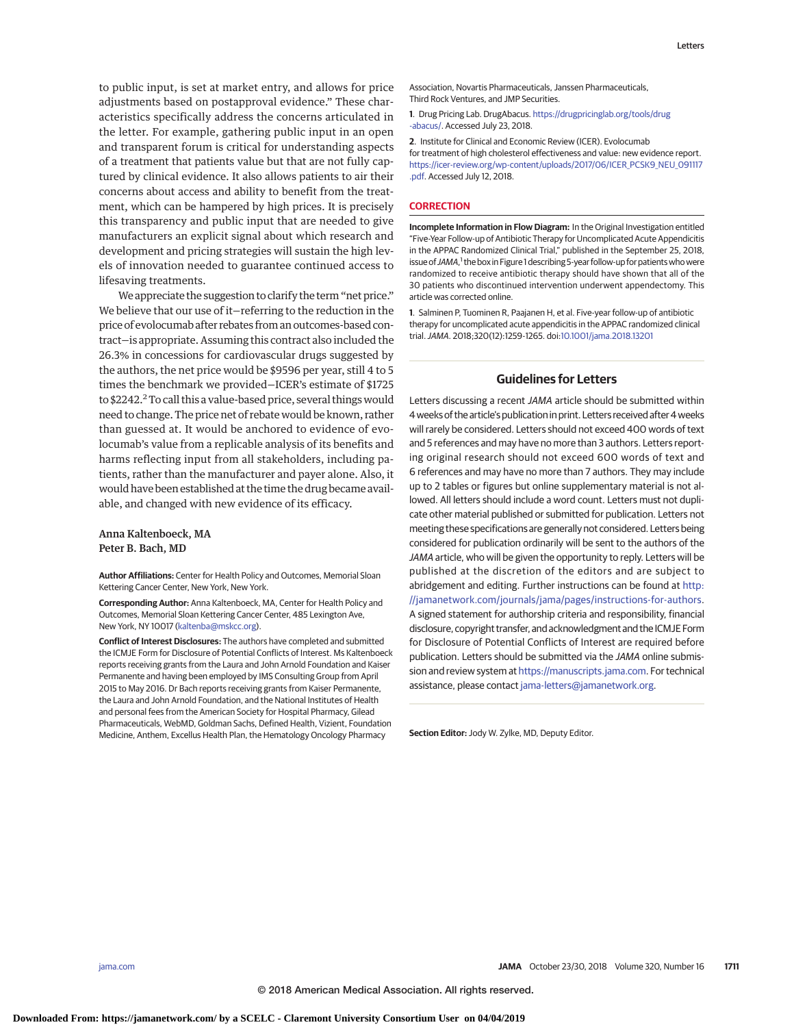to public input, is set at market entry, and allows for price adjustments based on postapproval evidence." These characteristics specifically address the concerns articulated in the letter. For example, gathering public input in an open and transparent forum is critical for understanding aspects of a treatment that patients value but that are not fully captured by clinical evidence. It also allows patients to air their concerns about access and ability to benefit from the treatment, which can be hampered by high prices. It is precisely this transparency and public input that are needed to give manufacturers an explicit signal about which research and development and pricing strategies will sustain the high levels of innovation needed to guarantee continued access to lifesaving treatments.

We appreciate the suggestion to clarify the term "net price." We believe that our use of it—referring to the reduction in the price of evolocumab after rebates from an outcomes-based contract—is appropriate. Assuming this contract also included the 26.3% in concessions for cardiovascular drugs suggested by the authors, the net price would be $9596 per year, still 4 to 5 times the benchmark we provided—ICER's estimate of $1725 to $2242.[2] To call this a value-based price, several things would need to change. The price net of rebate would be known, rather than guessed at. It would be anchored to evidence of evolocumab's value from a replicable analysis of its benefits and harms reflecting input from all stakeholders, including patients, rather than the manufacturer and payer alone. Also, it would have been established at the time the drug became available, and changed with new evidence of its efficacy.

**Anna Kaltenboeck, MA**
**Peter B. Bach, MD**

**Author Affiliations:** Center for Health Policy and Outcomes, Memorial Sloan Kettering Cancer Center, New York, New York.

**Corresponding Author:** Anna Kaltenboeck, MA, Center for Health Policy and Outcomes, Memorial Sloan Kettering Cancer Center, 485 Lexington Ave, New York, NY 10017 (kaltenba@mskcc.org).

**Conflict of Interest Disclosures:** The authors have completed and submitted the ICMJE Form for Disclosure of Potential Conflicts of Interest. Ms Kaltenboeck reports receiving grants from the Laura and John Arnold Foundation and Kaiser Permanente and having been employed by IMS Consulting Group from April 2015 to May 2016. Dr Bach reports receiving grants from Kaiser Permanente, the Laura and John Arnold Foundation, and the National Institutes of Health and personal fees from the American Society for Hospital Pharmacy, Gilead Pharmaceuticals, WebMD, Goldman Sachs, Defined Health, Vizient, Foundation Medicine, Anthem, Excellus Health Plan, the Hematology Oncology Pharmacy Association, Novartis Pharmaceuticals, Janssen Pharmaceuticals, Third Rock Ventures, and JMP Securities.

1. Drug Pricing Lab. DrugAbacus. https://drugpricinglab.org/tools/drug-abacus/. Accessed July 23, 2018.

2. Institute for Clinical and Economic Review (ICER). Evolocumab for treatment of high cholesterol effectiveness and value: new evidence report. https://icer-review.org/wp-content/uploads/2017/06/ICER_PCSK9_NEU_091117.pdf. Accessed July 12, 2018.

## CORRECTION

**Incomplete Information in Flow Diagram:** In the Original Investigation entitled "Five-Year Follow-up of Antibiotic Therapy for Uncomplicated Acute Appendicitis in the APPAC Randomized Clinical Trial," published in the September 25, 2018, issue of *JAMA*,[1] the box in Figure 1 describing 5-year follow-up for patients who were randomized to receive antibiotic therapy should have shown that all of the 30 patients who discontinued intervention underwent appendectomy. This article was corrected online.

1. Salminen P, Tuominen R, Paajanen H, et al. Five-year follow-up of antibiotic therapy for uncomplicated acute appendicitis in the APPAC randomized clinical trial. *JAMA*. 2018;320(12):1259-1265. doi:10.1001/jama.2018.13201

## Guidelines for Letters

Letters discussing a recent *JAMA* article should be submitted within 4 weeks of the article's publication in print. Letters received after 4 weeks will rarely be considered. Letters should not exceed 400 words of text and 5 references and may have no more than 3 authors. Letters reporting original research should not exceed 600 words of text and 6 references and may have no more than 7 authors. They may include up to 2 tables or figures but online supplementary material is not allowed. All letters should include a word count. Letters must not duplicate other material published or submitted for publication. Letters not meeting these specifications are generally not considered. Letters being considered for publication ordinarily will be sent to the authors of the *JAMA* article, who will be given the opportunity to reply. Letters will be published at the discretion of the editors and are subject to abridgement and editing. Further instructions can be found at http://jamanetwork.com/journals/jama/pages/instructions-for-authors. A signed statement for authorship criteria and responsibility, financial disclosure, copyright transfer, and acknowledgment and the ICMJE Form for Disclosure of Potential Conflicts of Interest are required before publication. Letters should be submitted via the *JAMA* online submission and review system at https://manuscripts.jama.com. For technical assistance, please contact jama-letters@jamanetwork.org.

**Section Editor:** Jody W. Zylke, MD, Deputy Editor.